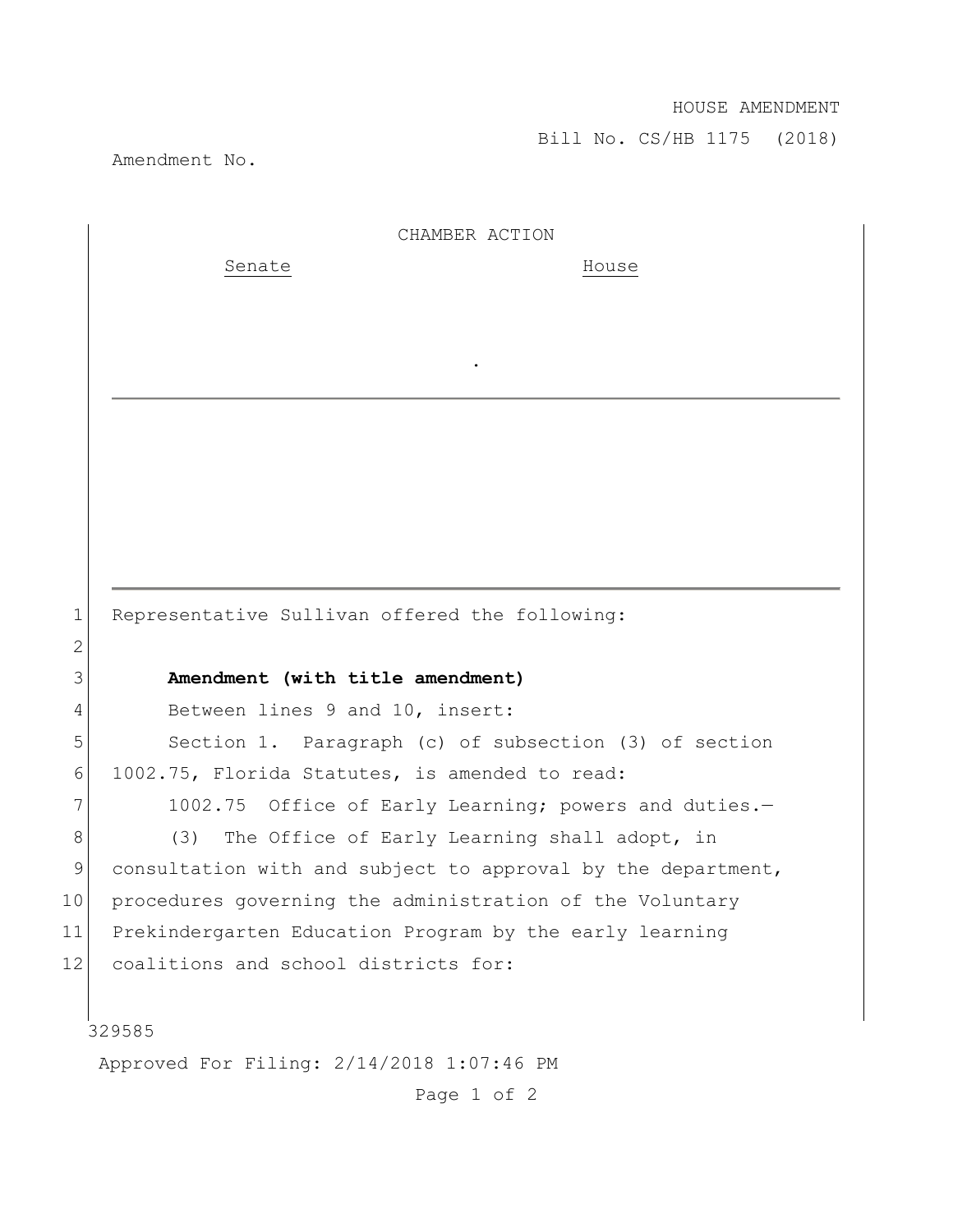HOUSE AMENDMENT

Bill No. CS/HB 1175 (2018)

Amendment No.

CHAMBER ACTION

| Senate | House |
| --- | --- |
| | |

Representative Sullivan offered the following:

**Amendment (with title amendment)**

Between lines 9 and 10, insert:

Section 1. Paragraph (c) of subsection (3) of section 1002.75, Florida Statutes, is amended to read:

1002.75 Office of Early Learning; powers and duties.—

(3) The Office of Early Learning shall adopt, in consultation with and subject to approval by the department, procedures governing the administration of the Voluntary Prekindergarten Education Program by the early learning coalitions and school districts for:

329585

Approved For Filing: 2/14/2018 1:07:46 PM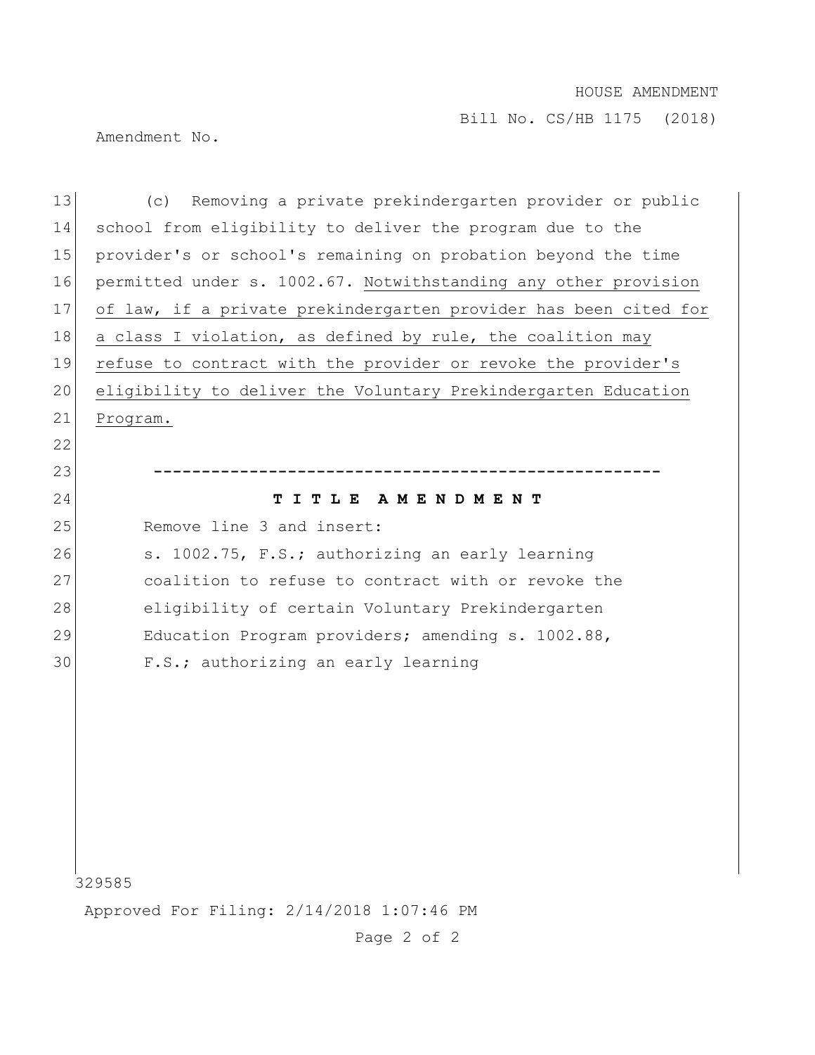(c) Removing a private prekindergarten provider or public school from eligibility to deliver the program due to the provider's or school's remaining on probation beyond the time permitted under s. 1002.67. Notwithstanding any other provision of law, if a private prekindergarten provider has been cited for a class I violation, as defined by rule, the coalition may refuse to contract with the provider or revoke the provider's eligibility to deliver the Voluntary Prekindergarten Education Program.

-----------------------------------------------------

**T I T L E A M E N D M E N T**

Remove line 3 and insert:

s. 1002.75, F.S.; authorizing an early learning coalition to refuse to contract with or revoke the eligibility of certain Voluntary Prekindergarten Education Program providers; amending s. 1002.88, F.S.; authorizing an early learning

329585

Approved For Filing: 2/14/2018 1:07:46 PM